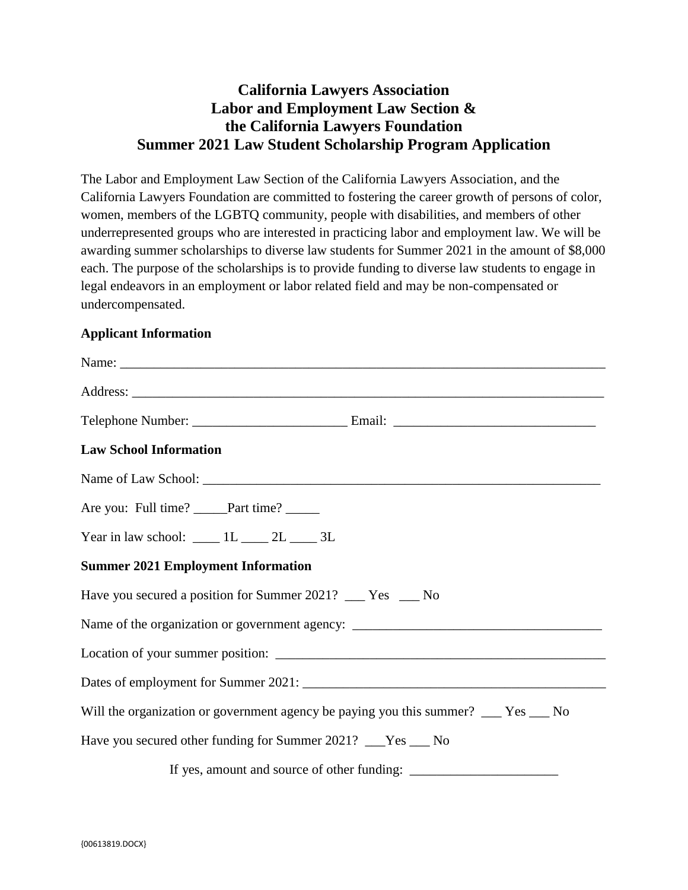# California Lawyers Association
# Labor and Employment Law Section &
# the California Lawyers Foundation
# Summer 2021 Law Student Scholarship Program Application

The Labor and Employment Law Section of the California Lawyers Association, and the California Lawyers Foundation are committed to fostering the career growth of persons of color, women, members of the LGBTQ community, people with disabilities, and members of other underrepresented groups who are interested in practicing labor and employment law. We will be awarding summer scholarships to diverse law students for Summer 2021 in the amount of $8,000 each. The purpose of the scholarships is to provide funding to diverse law students to engage in legal endeavors in an employment or labor related field and may be non-compensated or undercompensated.

**Applicant Information**

Name: ___________________________________________________________________________

Address: _________________________________________________________________________

Telephone Number: _______________________ Email: ______________________________

**Law School Information**

Name of Law School: _______________________________________________________________

Are you: Full time? _____Part time? _____

Year in law school: ____ 1L ____ 2L ____ 3L

**Summer 2021 Employment Information**

Have you secured a position for Summer 2021? ___ Yes ___ No

Name of the organization or government agency: _____________________________________

Location of your summer position: ____________________________________________________

Dates of employment for Summer 2021: _______________________________________________

Will the organization or government agency be paying you this summer? ___ Yes ___ No

Have you secured other funding for Summer 2021? ___Yes ___ No

If yes, amount and source of other funding: ______________________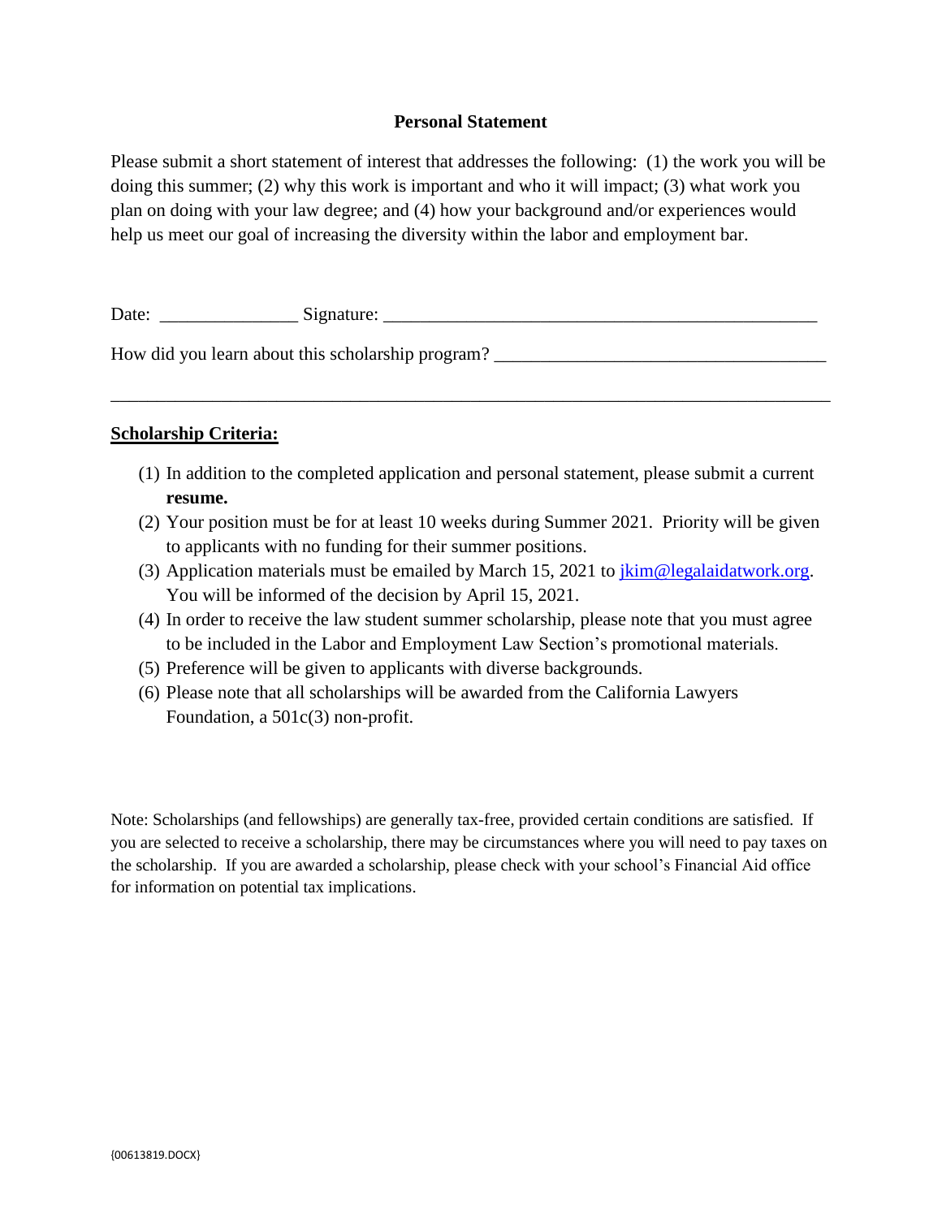## Personal Statement

Please submit a short statement of interest that addresses the following: (1) the work you will be doing this summer; (2) why this work is important and who it will impact; (3) what work you plan on doing with your law degree; and (4) how your background and/or experiences would help us meet our goal of increasing the diversity within the labor and employment bar.

Date: _______________ Signature: ________________________________________________

How did you learn about this scholarship program? ___________________________________

---

**Scholarship Criteria:**

(1) In addition to the completed application and personal statement, please submit a current **resume.**

(2) Your position must be for at least 10 weeks during Summer 2021. Priority will be given to applicants with no funding for their summer positions.

(3) Application materials must be emailed by March 15, 2021 to jkim@legalaidatwork.org. You will be informed of the decision by April 15, 2021.

(4) In order to receive the law student summer scholarship, please note that you must agree to be included in the Labor and Employment Law Section's promotional materials.

(5) Preference will be given to applicants with diverse backgrounds.

(6) Please note that all scholarships will be awarded from the California Lawyers Foundation, a 501c(3) non-profit.

Note: Scholarships (and fellowships) are generally tax-free, provided certain conditions are satisfied. If you are selected to receive a scholarship, there may be circumstances where you will need to pay taxes on the scholarship. If you are awarded a scholarship, please check with your school's Financial Aid office for information on potential tax implications.